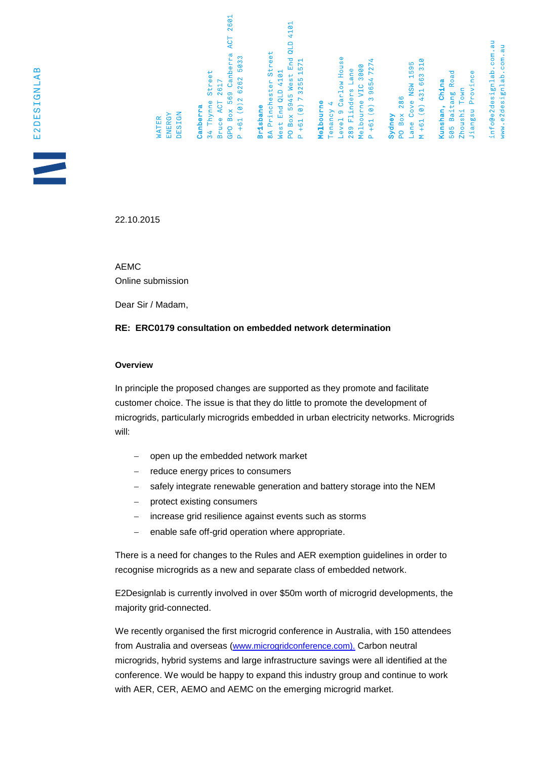E2DESIGNLAB

WATER
ENERGY
DESIGN

**Canberra**
34 Thynne Street
Bruce ACT 2617
GPO Box 569 Canberra ACT 2601
P +61 (0)2 6262 5033

**Brisbane**
8A Princhester Street
West End QLD 4101
PO Box 5945 West End QLD 4101
P +61 (0) 7 3255 1571

**Melbourne**
Tenancy 4
Level 9 Carlow House
289 Flinders Lane
Melbourne VIC 3000
P +61 (0) 3 9654 7274

**Sydney**
PO Box 286
Lane Cove NSW 1595
M +61 (0) 431 663 310

**Kunshan, China**
505 Baitang Road
Zhoushi Town
Jiangsu Province

info@e2designlab.com.au
www.e2designlab.com.au

22.10.2015

AEMC
Online submission

Dear Sir / Madam,

**RE: ERC0179 consultation on embedded network determination**

**Overview**

In principle the proposed changes are supported as they promote and facilitate customer choice. The issue is that they do little to promote the development of microgrids, particularly microgrids embedded in urban electricity networks. Microgrids will:

- open up the embedded network market
- reduce energy prices to consumers
- safely integrate renewable generation and battery storage into the NEM
- protect existing consumers
- increase grid resilience against events such as storms
- enable safe off-grid operation where appropriate.

There is a need for changes to the Rules and AER exemption guidelines in order to recognise microgrids as a new and separate class of embedded network.

E2Designlab is currently involved in over $50m worth of microgrid developments, the majority grid-connected.

We recently organised the first microgrid conference in Australia, with 150 attendees from Australia and overseas (www.microgridconference.com). Carbon neutral microgrids, hybrid systems and large infrastructure savings were all identified at the conference. We would be happy to expand this industry group and continue to work with AER, CER, AEMO and AEMC on the emerging microgrid market.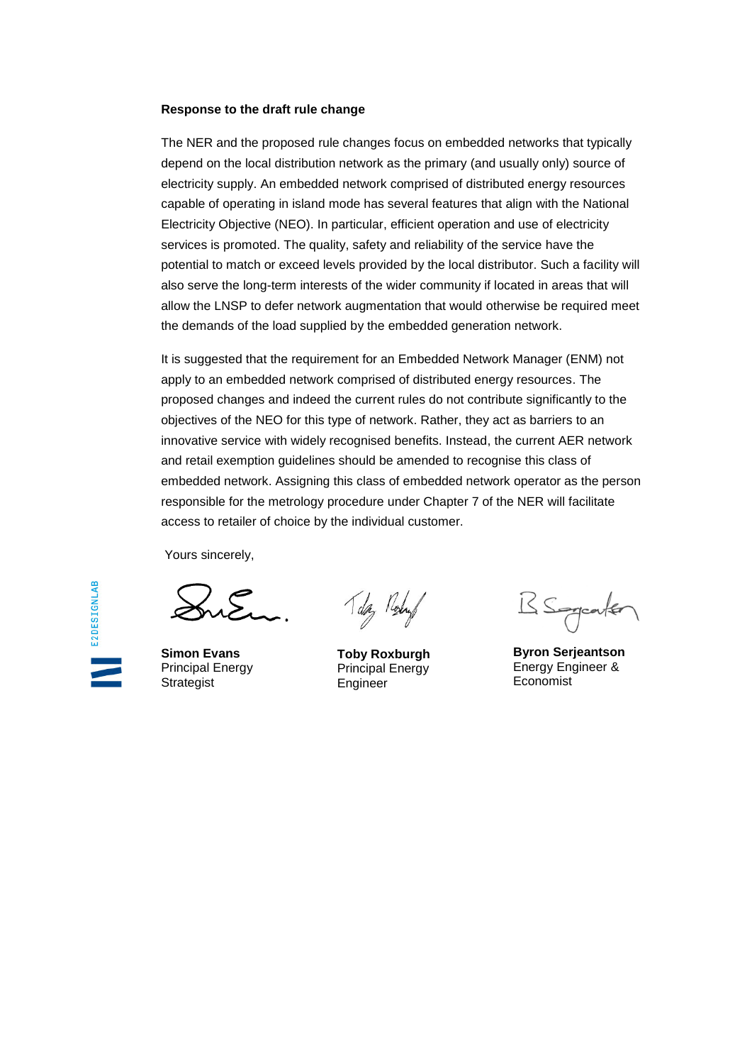**Response to the draft rule change**

The NER and the proposed rule changes focus on embedded networks that typically depend on the local distribution network as the primary (and usually only) source of electricity supply. An embedded network comprised of distributed energy resources capable of operating in island mode has several features that align with the National Electricity Objective (NEO). In particular, efficient operation and use of electricity services is promoted. The quality, safety and reliability of the service have the potential to match or exceed levels provided by the local distributor. Such a facility will also serve the long-term interests of the wider community if located in areas that will allow the LNSP to defer network augmentation that would otherwise be required meet the demands of the load supplied by the embedded generation network.

It is suggested that the requirement for an Embedded Network Manager (ENM) not apply to an embedded network comprised of distributed energy resources. The proposed changes and indeed the current rules do not contribute significantly to the objectives of the NEO for this type of network. Rather, they act as barriers to an innovative service with widely recognised benefits. Instead, the current AER network and retail exemption guidelines should be amended to recognise this class of embedded network. Assigning this class of embedded network operator as the person responsible for the metrology procedure under Chapter 7 of the NER will facilitate access to retailer of choice by the individual customer.

Yours sincerely,

**Simon Evans**
Principal Energy Strategist

**Toby Roxburgh**
Principal Energy Engineer

**Byron Serjeantson**
Energy Engineer & Economist